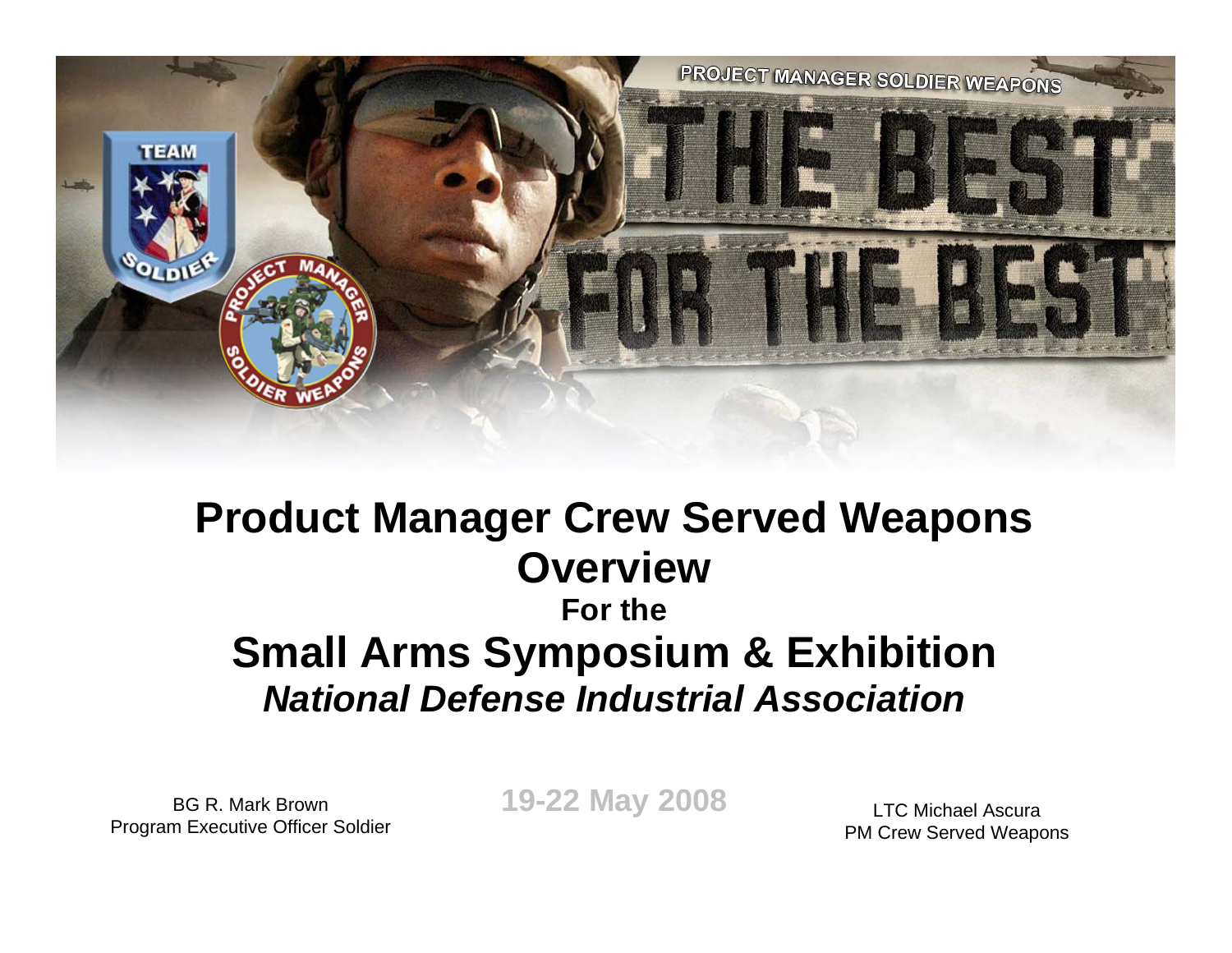# Product Manager Crew Served Weapons Overview

### For the

## Small Arms Symposium & Exhibition

***National Defense Industrial Association***

BG R. Mark Brown
Program Executive Officer Soldier

**19-22 May 2008**

LTC Michael Ascura
PM Crew Served Weapons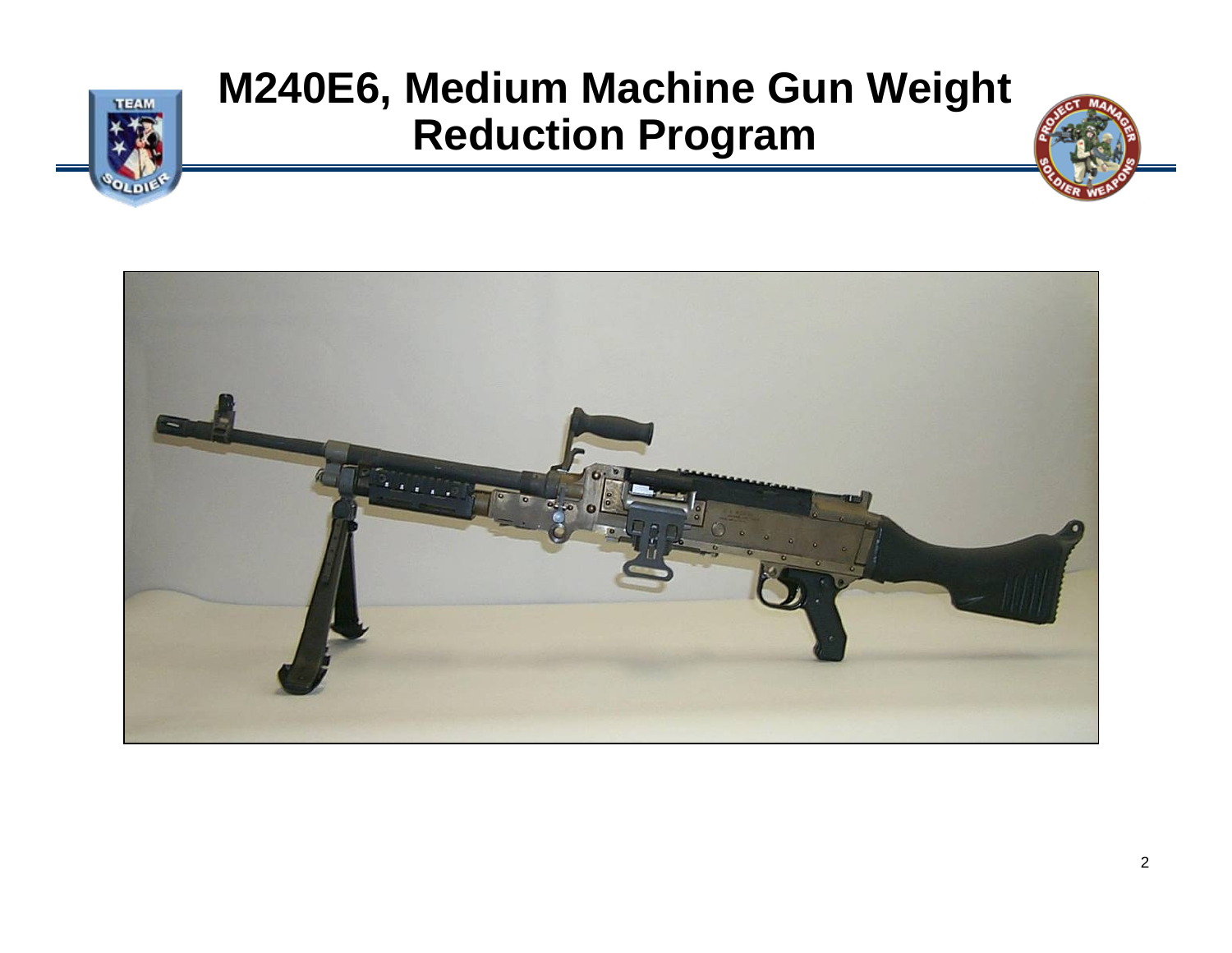# M240E6, Medium Machine Gun Weight Reduction Program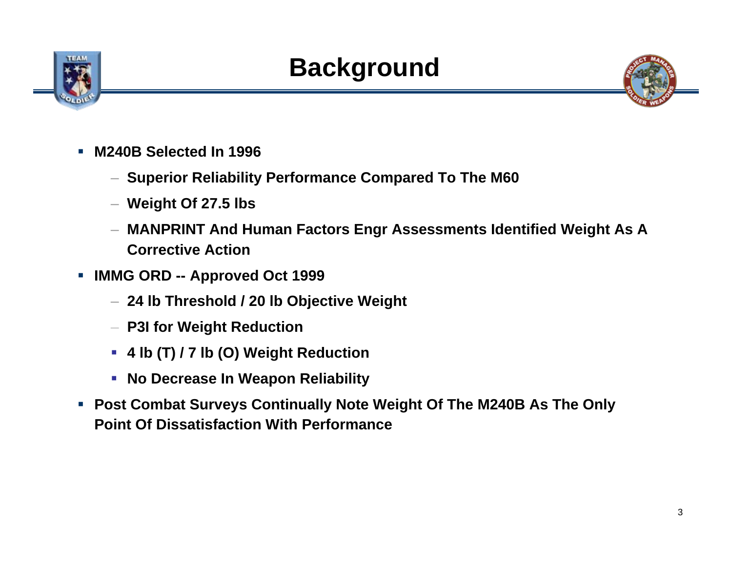# Background

- M240B Selected In 1996
  - Superior Reliability Performance Compared To The M60
  - Weight Of 27.5 lbs
  - MANPRINT And Human Factors Engr Assessments Identified Weight As A Corrective Action
- IMMG ORD -- Approved Oct 1999
  - 24 lb Threshold / 20 lb Objective Weight
  - P3I for Weight Reduction
    - 4 lb (T) / 7 lb (O) Weight Reduction
    - No Decrease In Weapon Reliability
- Post Combat Surveys Continually Note Weight Of The M240B As The Only Point Of Dissatisfaction With Performance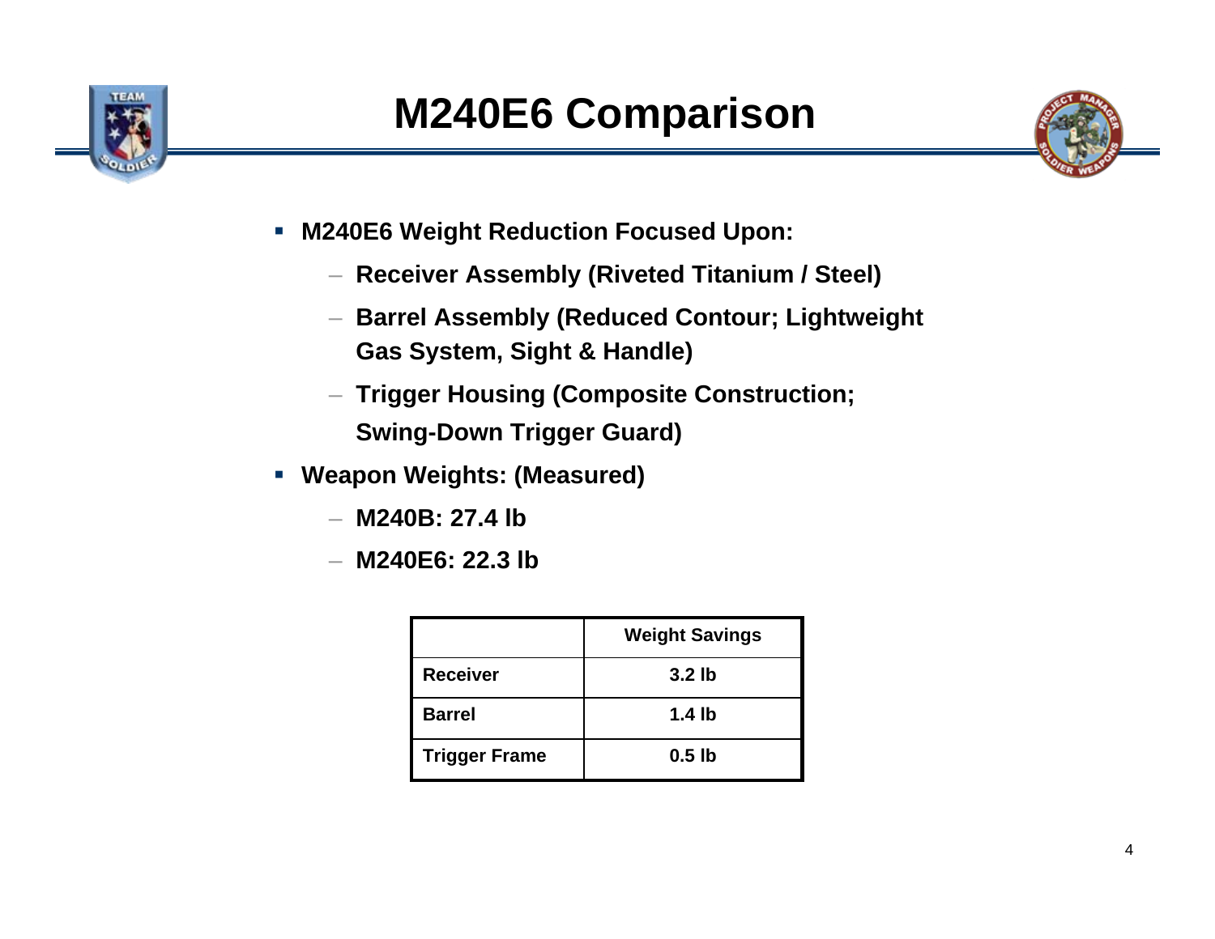# M240E6 Comparison

- **M240E6 Weight Reduction Focused Upon:**
  - **Receiver Assembly (Riveted Titanium / Steel)**
  - **Barrel Assembly (Reduced Contour; Lightweight Gas System, Sight & Handle)**
  - **Trigger Housing (Composite Construction; Swing-Down Trigger Guard)**
- **Weapon Weights: (Measured)**
  - **M240B: 27.4 lb**
  - **M240E6: 22.3 lb**

| | Weight Savings |
|---|---|
| Receiver | 3.2 lb |
| Barrel | 1.4 lb |
| Trigger Frame | 0.5 lb |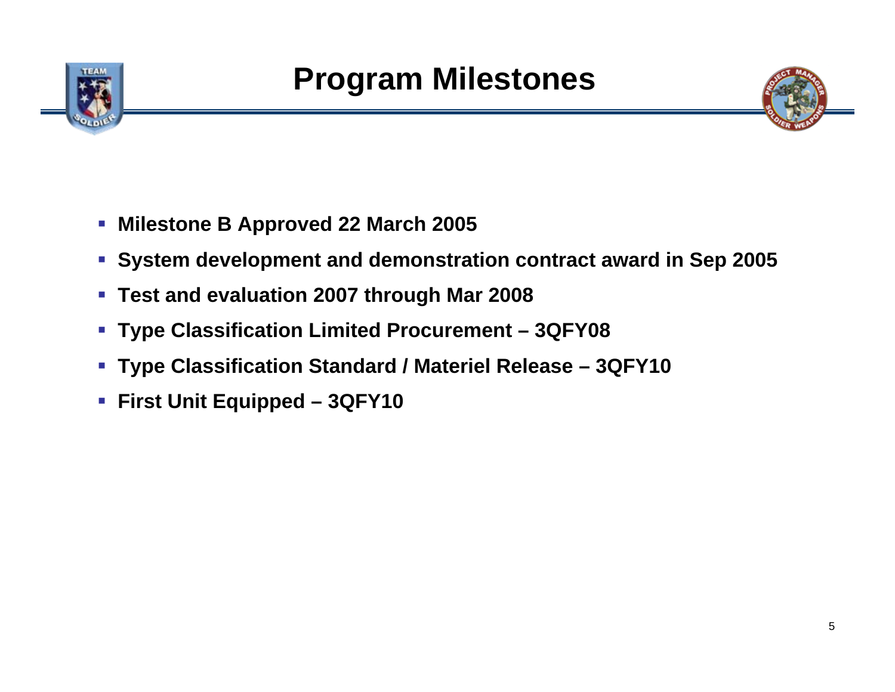# Program Milestones

- **Milestone B Approved 22 March 2005**
- **System development and demonstration contract award in Sep 2005**
- **Test and evaluation 2007 through Mar 2008**
- **Type Classification Limited Procurement – 3QFY08**
- **Type Classification Standard / Materiel Release – 3QFY10**
- **First Unit Equipped – 3QFY10**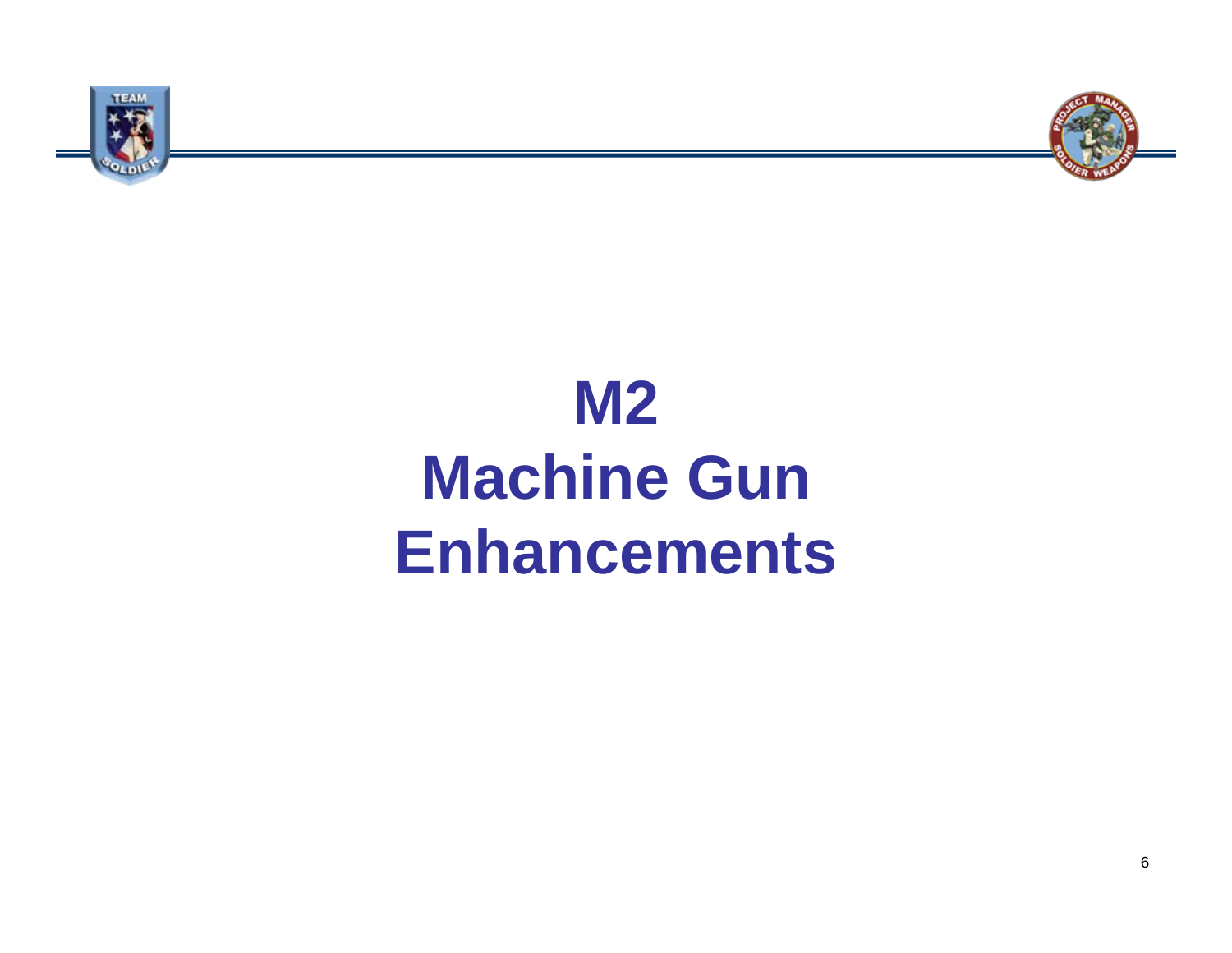# M2 Machine Gun Enhancements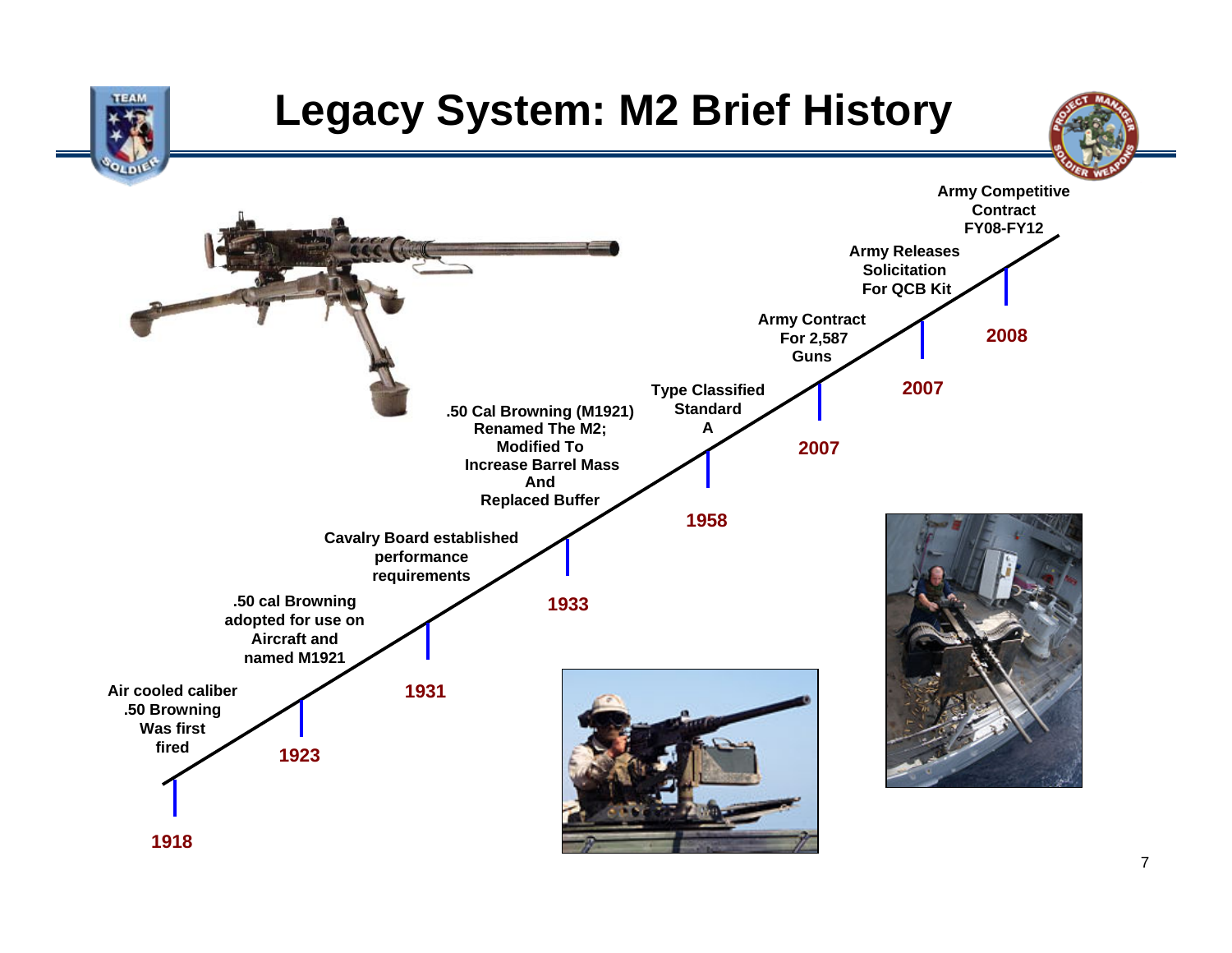# Legacy System: M2 Brief History

- **1918** – Air cooled caliber .50 Browning Was first fired
- **1923** – .50 cal Browning adopted for use on Aircraft and named M1921
- **1931** – Cavalry Board established performance requirements
- **1933** – .50 Cal Browning (M1921) Renamed The M2; Modified To Increase Barrel Mass And Replaced Buffer
- **1958** – Type Classified Standard A
- **2007** – Army Contract For 2,587 Guns
- **2007** – Army Releases Solicitation For QCB Kit
- **2008** – Army Competitive Contract FY08-FY12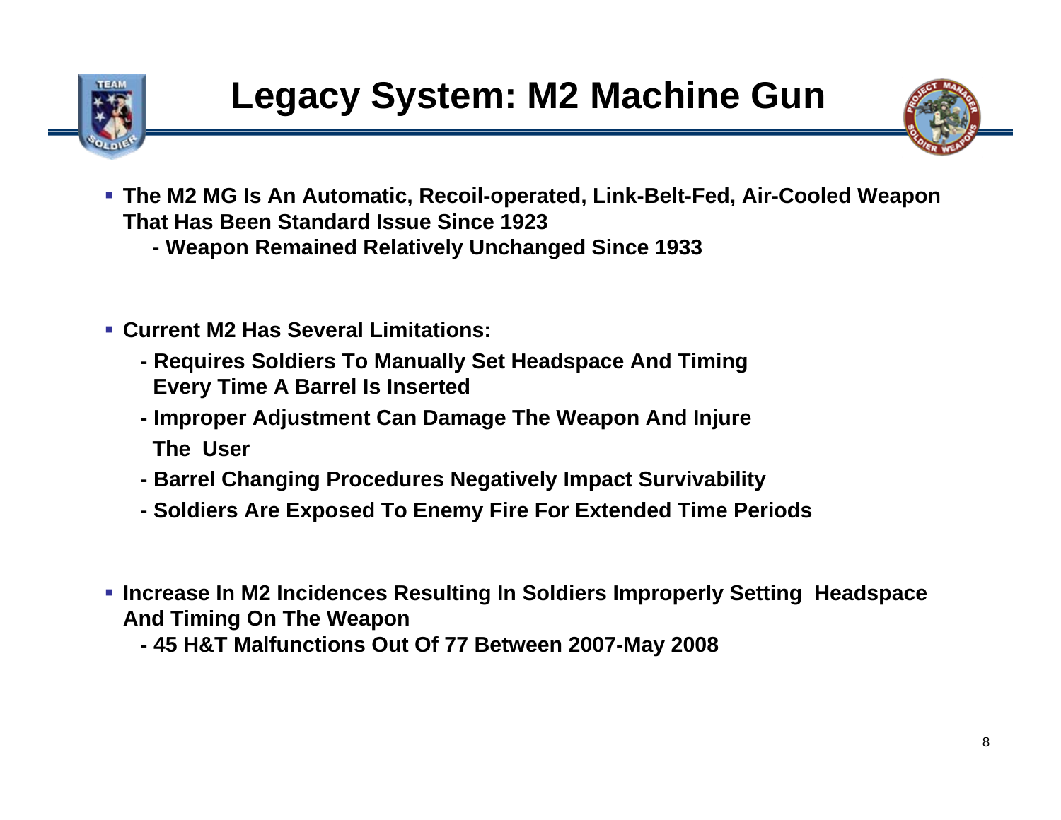# Legacy System: M2 Machine Gun

- **The M2 MG Is An Automatic, Recoil-operated, Link-Belt-Fed, Air-Cooled Weapon That Has Been Standard Issue Since 1923**
  - **Weapon Remained Relatively Unchanged Since 1933**

- **Current M2 Has Several Limitations:**
  - **Requires Soldiers To Manually Set Headspace And Timing Every Time A Barrel Is Inserted**
  - **Improper Adjustment Can Damage The Weapon And Injure The User**
  - **Barrel Changing Procedures Negatively Impact Survivability**
  - **Soldiers Are Exposed To Enemy Fire For Extended Time Periods**

- **Increase In M2 Incidences Resulting In Soldiers Improperly Setting Headspace And Timing On The Weapon**
  - **45 H&T Malfunctions Out Of 77 Between 2007-May 2008**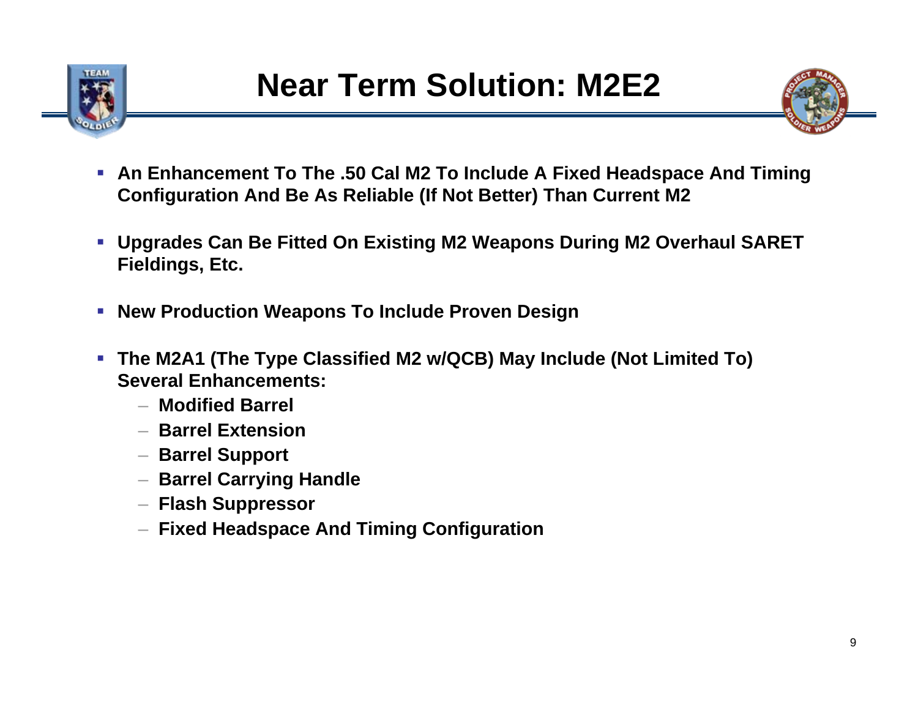# Near Term Solution: M2E2

- **An Enhancement To The .50 Cal M2 To Include A Fixed Headspace And Timing Configuration And Be As Reliable (If Not Better) Than Current M2**
- **Upgrades Can Be Fitted On Existing M2 Weapons During M2 Overhaul SARET Fieldings, Etc.**
- **New Production Weapons To Include Proven Design**
- **The M2A1 (The Type Classified M2 w/QCB) May Include (Not Limited To) Several Enhancements:**
  - **Modified Barrel**
  - **Barrel Extension**
  - **Barrel Support**
  - **Barrel Carrying Handle**
  - **Flash Suppressor**
  - **Fixed Headspace And Timing Configuration**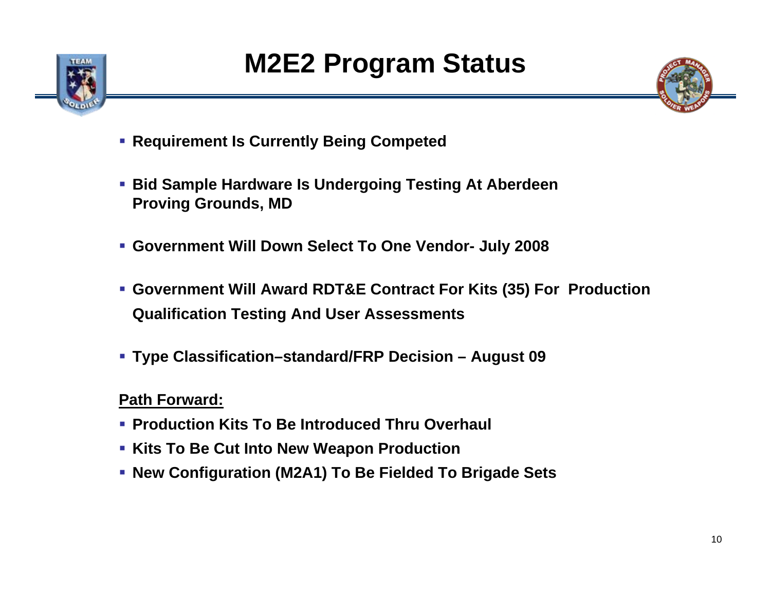# M2E2 Program Status

- **Requirement Is Currently Being Competed**
- **Bid Sample Hardware Is Undergoing Testing At Aberdeen Proving Grounds, MD**
- **Government Will Down Select To One Vendor- July 2008**
- **Government Will Award RDT&E Contract For Kits (35) For Production Qualification Testing And User Assessments**
- **Type Classification–standard/FRP Decision – August 09**

**Path Forward:**

- **Production Kits To Be Introduced Thru Overhaul**
- **Kits To Be Cut Into New Weapon Production**
- **New Configuration (M2A1) To Be Fielded To Brigade Sets**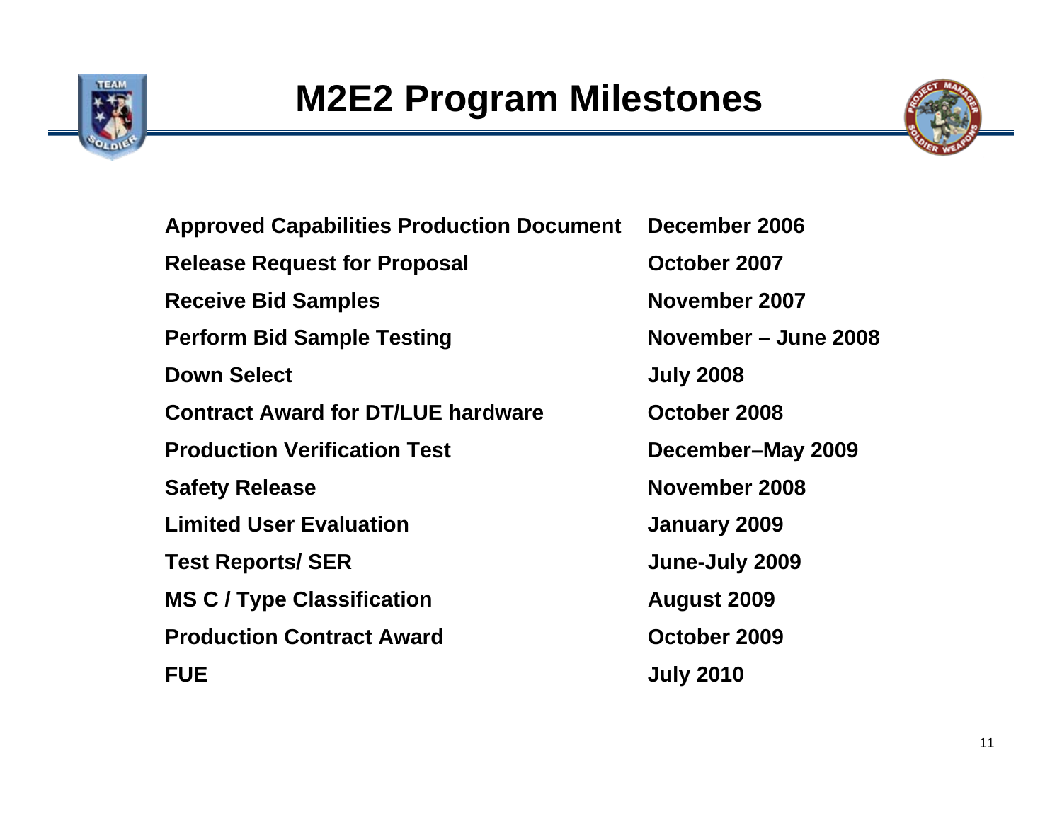# M2E2 Program Milestones

| | |
|---|---|
| **Approved Capabilities Production Document** | **December 2006** |
| **Release Request for Proposal** | **October 2007** |
| **Receive Bid Samples** | **November 2007** |
| **Perform Bid Sample Testing** | **November – June 2008** |
| **Down Select** | **July 2008** |
| **Contract Award for DT/LUE hardware** | **October 2008** |
| **Production Verification Test** | **December–May 2009** |
| **Safety Release** | **November 2008** |
| **Limited User Evaluation** | **January 2009** |
| **Test Reports/ SER** | **June-July 2009** |
| **MS C / Type Classification** | **August 2009** |
| **Production Contract Award** | **October 2009** |
| **FUE** | **July 2010** |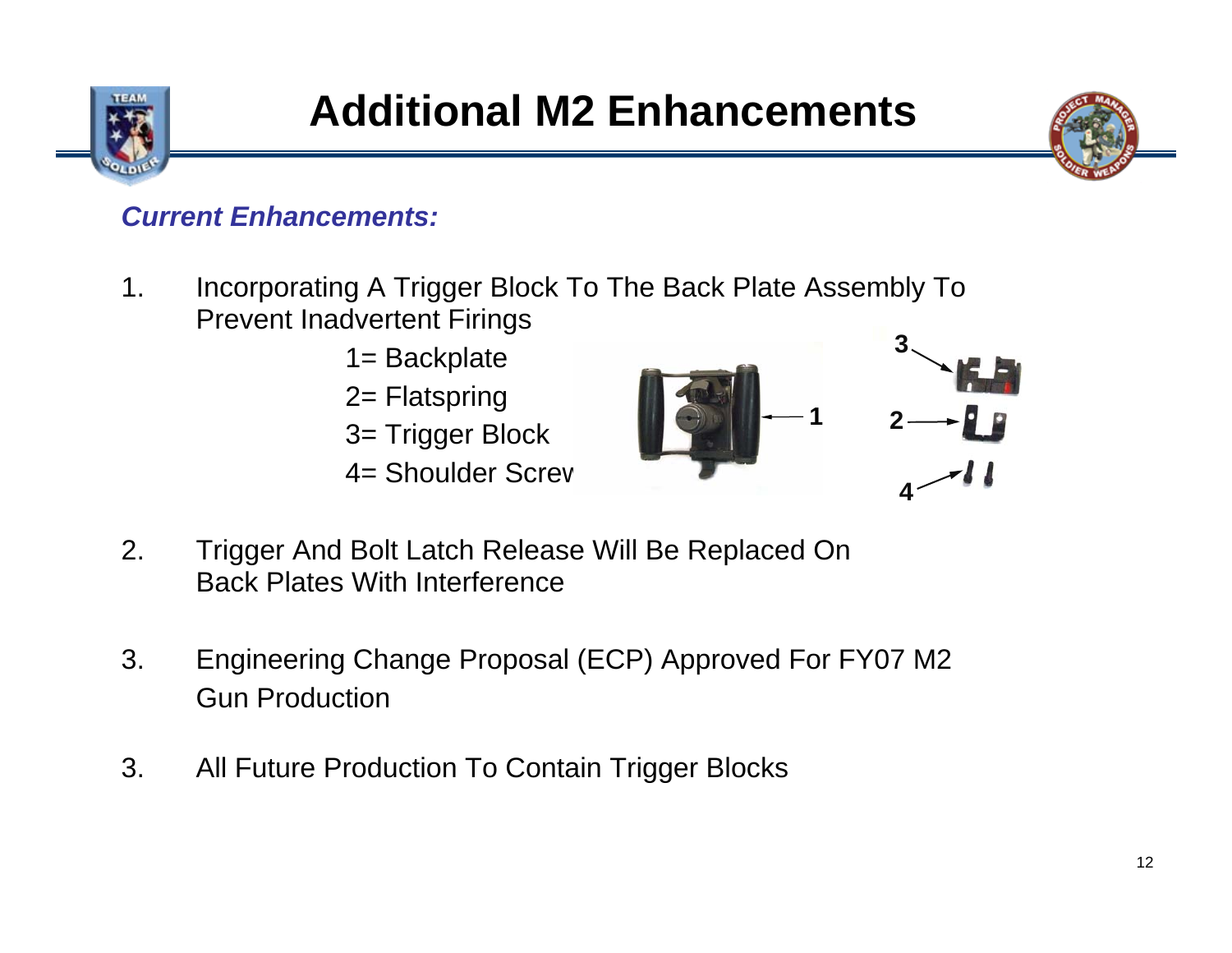# Additional M2 Enhancements

***Current Enhancements:***

1. Incorporating A Trigger Block To The Back Plate Assembly To Prevent Inadvertent Firings

   1= Backplate

   2= Flatspring

   3= Trigger Block

   4= Shoulder Screw

2. Trigger And Bolt Latch Release Will Be Replaced On Back Plates With Interference

3. Engineering Change Proposal (ECP) Approved For FY07 M2 Gun Production

3. All Future Production To Contain Trigger Blocks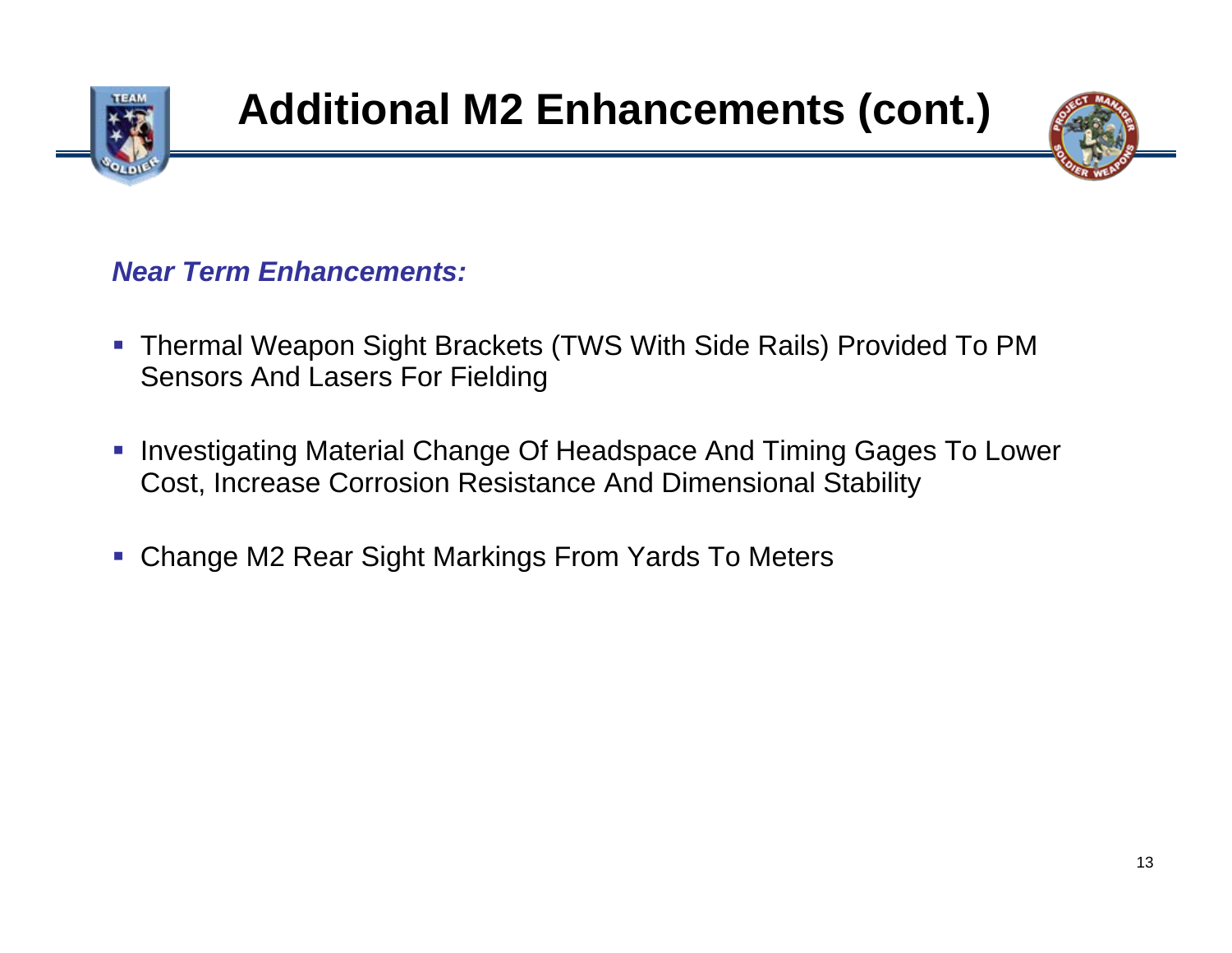# Additional M2 Enhancements (cont.)

***Near Term Enhancements:***

- Thermal Weapon Sight Brackets (TWS With Side Rails) Provided To PM Sensors And Lasers For Fielding
- Investigating Material Change Of Headspace And Timing Gages To Lower Cost, Increase Corrosion Resistance And Dimensional Stability
- Change M2 Rear Sight Markings From Yards To Meters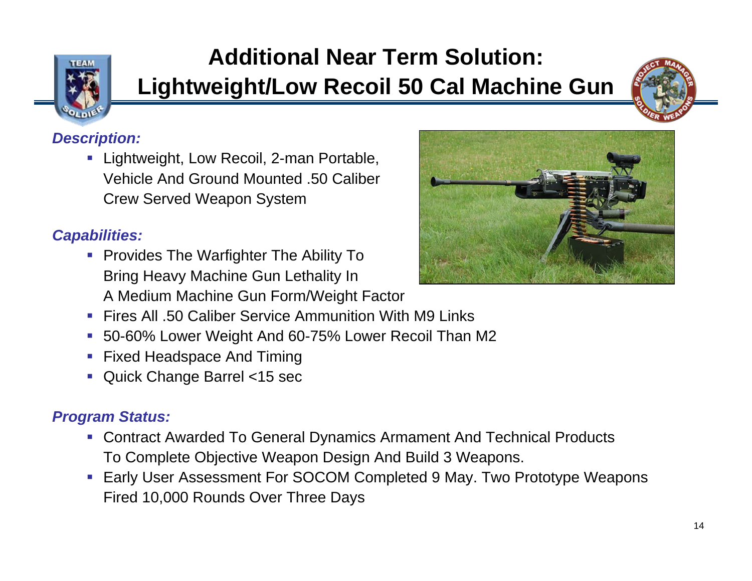# Additional Near Term Solution: Lightweight/Low Recoil 50 Cal Machine Gun

***Description:***

- Lightweight, Low Recoil, 2-man Portable, Vehicle And Ground Mounted .50 Caliber Crew Served Weapon System

***Capabilities:***

- Provides The Warfighter The Ability To Bring Heavy Machine Gun Lethality In A Medium Machine Gun Form/Weight Factor
- Fires All .50 Caliber Service Ammunition With M9 Links
- 50-60% Lower Weight And 60-75% Lower Recoil Than M2
- Fixed Headspace And Timing
- Quick Change Barrel <15 sec

***Program Status:***

- Contract Awarded To General Dynamics Armament And Technical Products To Complete Objective Weapon Design And Build 3 Weapons.
- Early User Assessment For SOCOM Completed 9 May. Two Prototype Weapons Fired 10,000 Rounds Over Three Days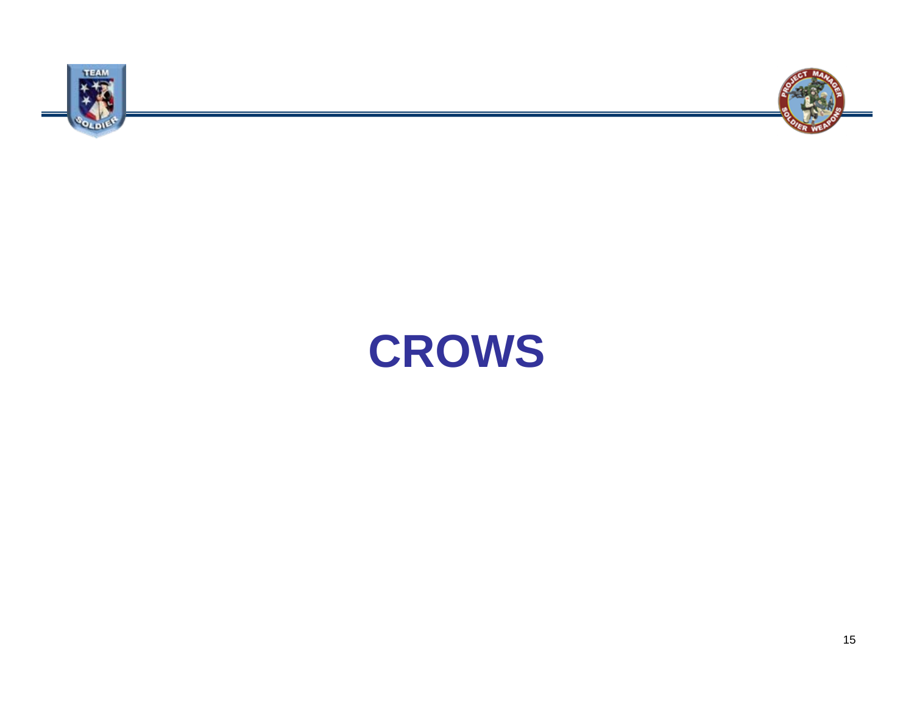# CROWS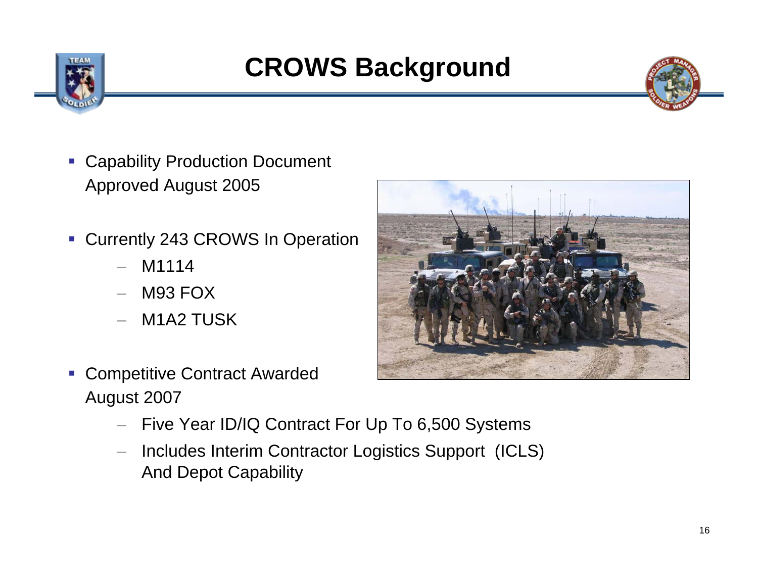# CROWS Background

- Capability Production Document Approved August 2005
- Currently 243 CROWS In Operation
  - M1114
  - M93 FOX
  - M1A2 TUSK
- Competitive Contract Awarded August 2007
  - Five Year ID/IQ Contract For Up To 6,500 Systems
  - Includes Interim Contractor Logistics Support (ICLS) And Depot Capability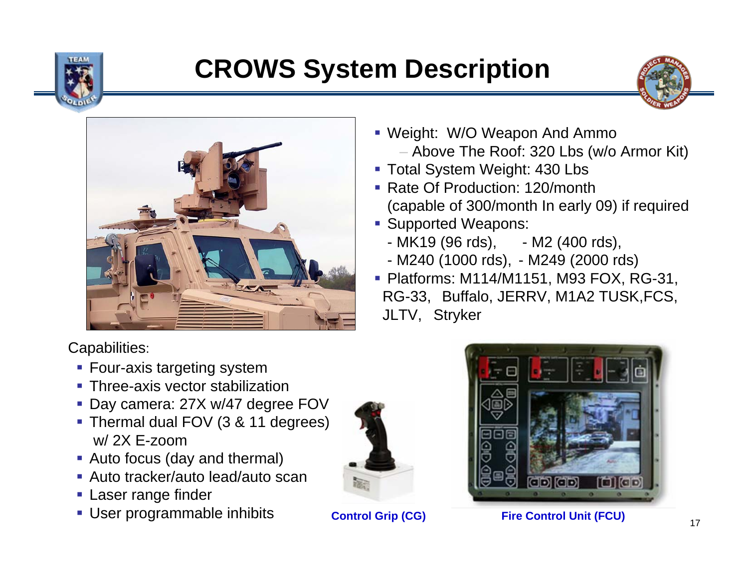# CROWS System Description

- Weight: W/O Weapon And Ammo
  - Above The Roof: 320 Lbs (w/o Armor Kit)
- Total System Weight: 430 Lbs
- Rate Of Production: 120/month (capable of 300/month In early 09) if required
- Supported Weapons:
  - MK19 (96 rds), - M2 (400 rds),
  - M240 (1000 rds), - M249 (2000 rds)
- Platforms: M114/M1151, M93 FOX, RG-31, RG-33, Buffalo, JERRV, M1A2 TUSK,FCS, JLTV, Stryker

Capabilities:

- Four-axis targeting system
- Three-axis vector stabilization
- Day camera: 27X w/47 degree FOV
- Thermal dual FOV (3 & 11 degrees) w/ 2X E-zoom
- Auto focus (day and thermal)
- Auto tracker/auto lead/auto scan
- Laser range finder
- User programmable inhibits

**Control Grip (CG)**

**Fire Control Unit (FCU)**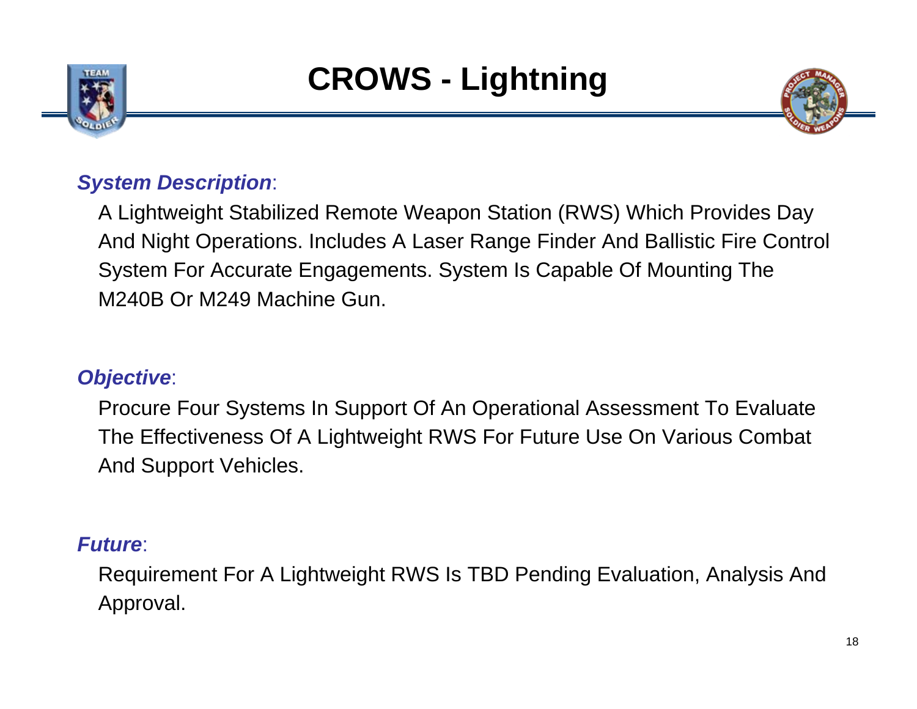# CROWS - Lightning

***System Description***:

A Lightweight Stabilized Remote Weapon Station (RWS) Which Provides Day And Night Operations. Includes A Laser Range Finder And Ballistic Fire Control System For Accurate Engagements. System Is Capable Of Mounting The M240B Or M249 Machine Gun.

***Objective***:

Procure Four Systems In Support Of An Operational Assessment To Evaluate The Effectiveness Of A Lightweight RWS For Future Use On Various Combat And Support Vehicles.

***Future***:

Requirement For A Lightweight RWS Is TBD Pending Evaluation, Analysis And Approval.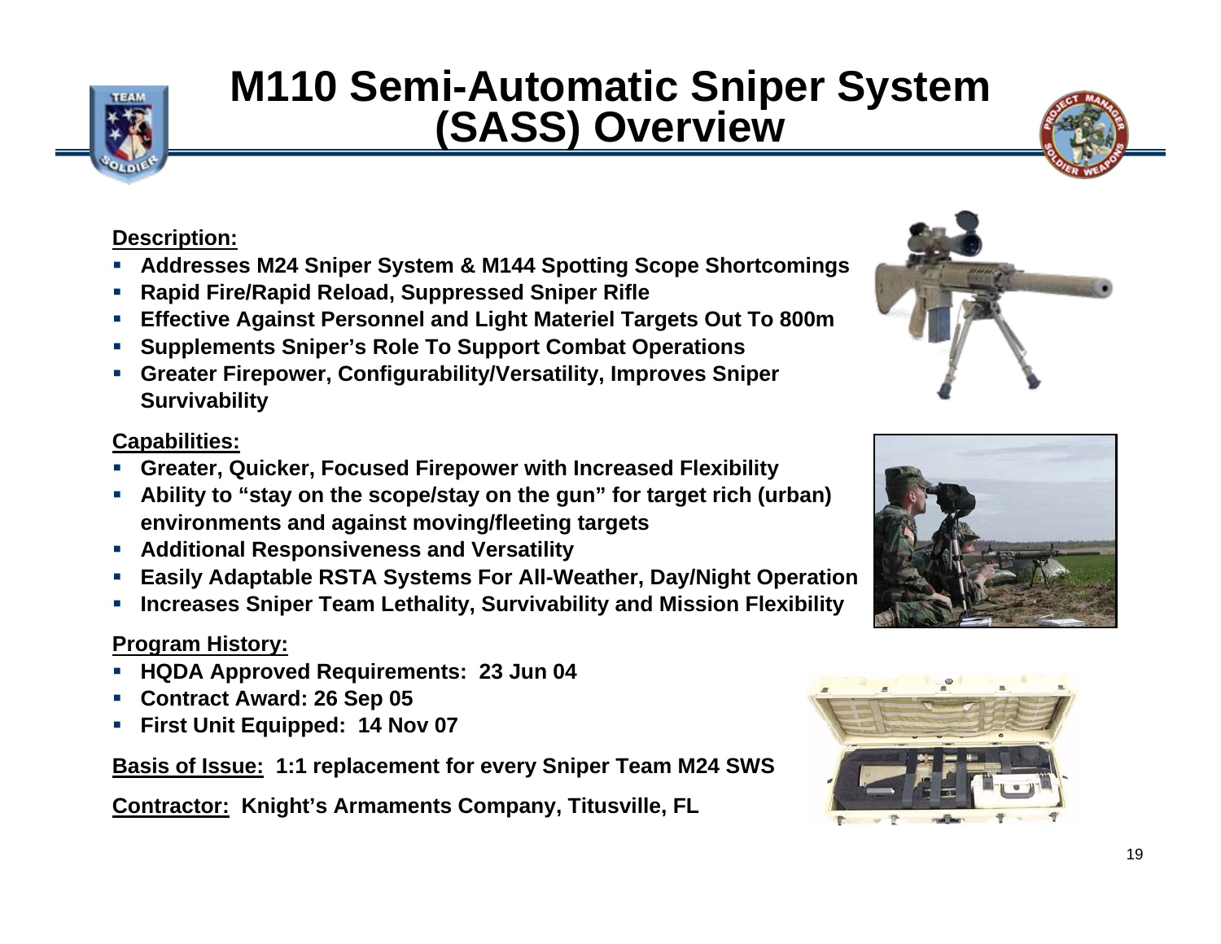# M110 Semi-Automatic Sniper System (SASS) Overview

**Description:**

- **Addresses M24 Sniper System & M144 Spotting Scope Shortcomings**
- **Rapid Fire/Rapid Reload, Suppressed Sniper Rifle**
- **Effective Against Personnel and Light Materiel Targets Out To 800m**
- **Supplements Sniper's Role To Support Combat Operations**
- **Greater Firepower, Configurability/Versatility, Improves Sniper Survivability**

**Capabilities:**

- **Greater, Quicker, Focused Firepower with Increased Flexibility**
- **Ability to "stay on the scope/stay on the gun" for target rich (urban) environments and against moving/fleeting targets**
- **Additional Responsiveness and Versatility**
- **Easily Adaptable RSTA Systems For All-Weather, Day/Night Operation**
- **Increases Sniper Team Lethality, Survivability and Mission Flexibility**

**Program History:**

- **HQDA Approved Requirements: 23 Jun 04**
- **Contract Award: 26 Sep 05**
- **First Unit Equipped: 14 Nov 07**

**Basis of Issue: 1:1 replacement for every Sniper Team M24 SWS**

**Contractor: Knight's Armaments Company, Titusville, FL**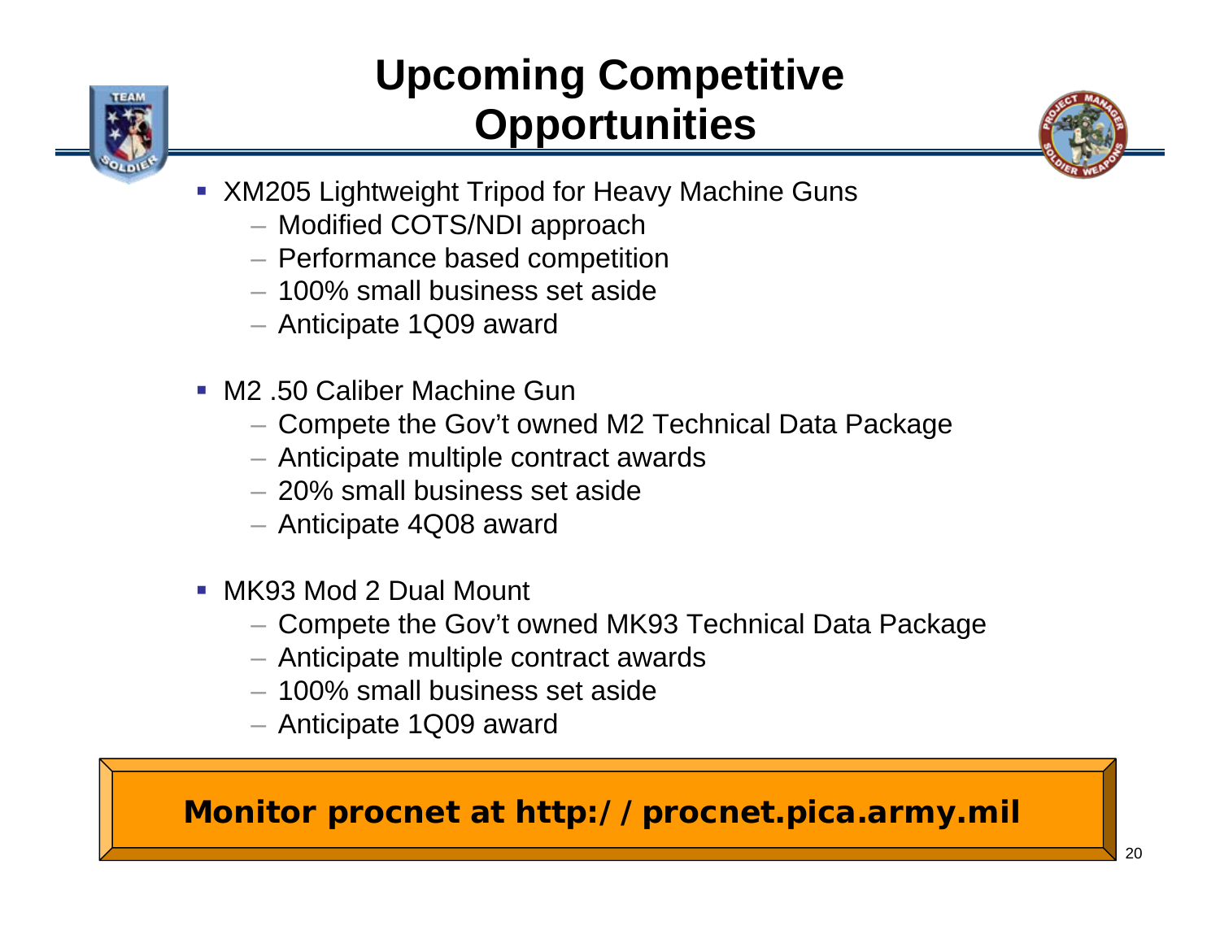# Upcoming Competitive Opportunities

- XM205 Lightweight Tripod for Heavy Machine Guns
  - Modified COTS/NDI approach
  - Performance based competition
  - 100% small business set aside
  - Anticipate 1Q09 award

- M2 .50 Caliber Machine Gun
  - Compete the Gov't owned M2 Technical Data Package
  - Anticipate multiple contract awards
  - 20% small business set aside
  - Anticipate 4Q08 award

- MK93 Mod 2 Dual Mount
  - Compete the Gov't owned MK93 Technical Data Package
  - Anticipate multiple contract awards
  - 100% small business set aside
  - Anticipate 1Q09 award

**Monitor procnet at http://procnet.pica.army.mil**